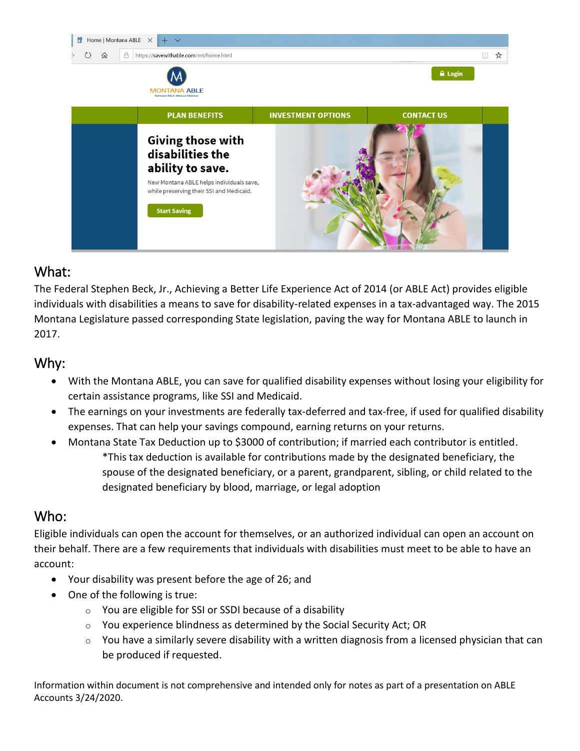## What:

The Federal Stephen Beck, Jr., Achieving a Better Life Experience Act of 2014 (or ABLE Act) provides eligible individuals with disabilities a means to save for disability-related expenses in a tax-advantaged way. The 2015 Montana Legislature passed corresponding State legislation, paving the way for Montana ABLE to launch in 2017.

## Why:

- With the Montana ABLE, you can save for qualified disability expenses without losing your eligibility for certain assistance programs, like SSI and Medicaid.
- The earnings on your investments are federally tax-deferred and tax-free, if used for qualified disability expenses. That can help your savings compound, earning returns on your returns.
- Montana State Tax Deduction up to $3000 of contribution; if married each contributor is entitled.

  *This tax deduction is available for contributions made by the designated beneficiary, the spouse of the designated beneficiary, or a parent, grandparent, sibling, or child related to the designated beneficiary by blood, marriage, or legal adoption

## Who:

Eligible individuals can open the account for themselves, or an authorized individual can open an account on their behalf. There are a few requirements that individuals with disabilities must meet to be able to have an account:

- Your disability was present before the age of 26; and
- One of the following is true:
  - You are eligible for SSI or SSDI because of a disability
  - You experience blindness as determined by the Social Security Act; OR
  - You have a similarly severe disability with a written diagnosis from a licensed physician that can be produced if requested.

Information within document is not comprehensive and intended only for notes as part of a presentation on ABLE Accounts 3/24/2020.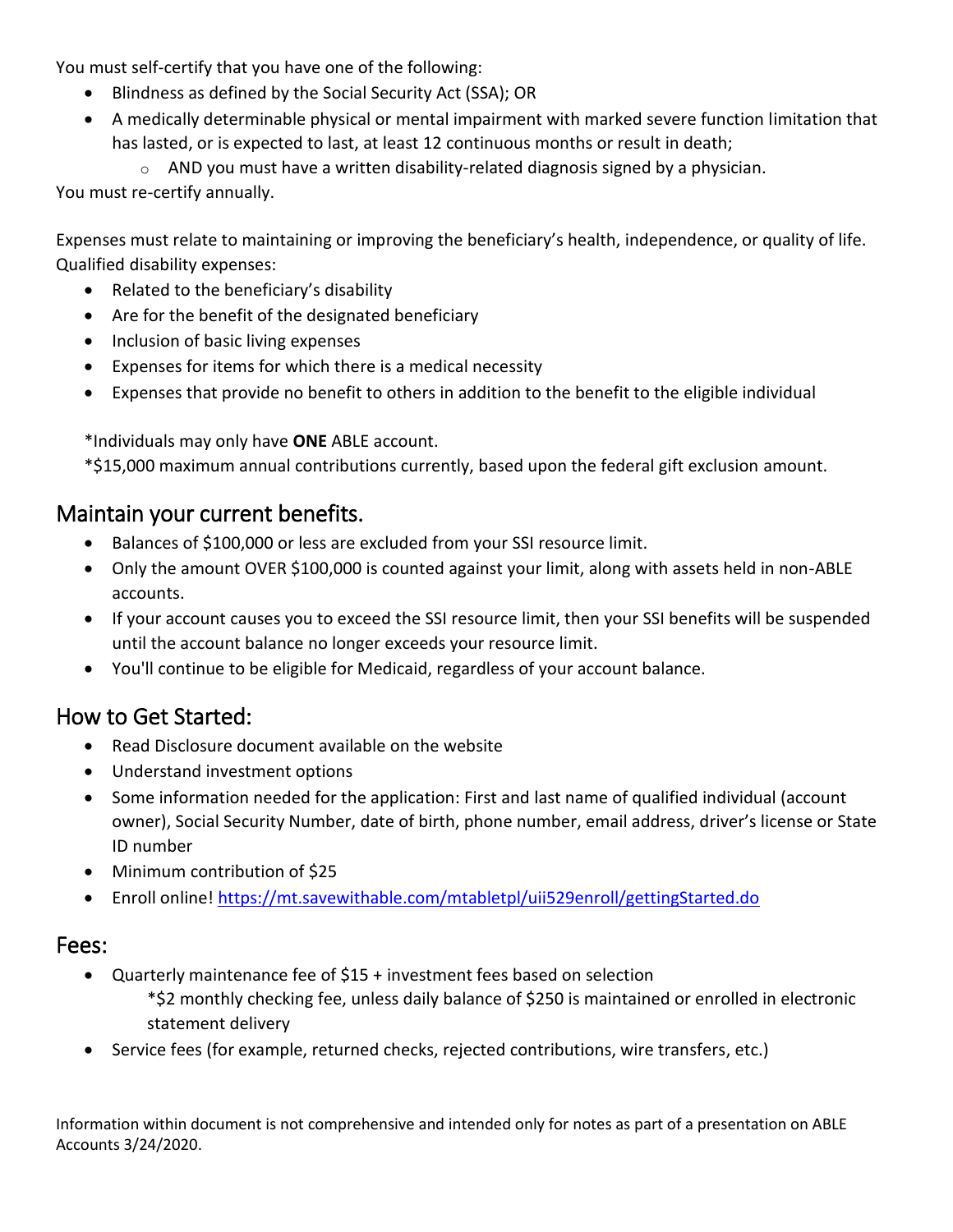You must self-certify that you have one of the following:

- Blindness as defined by the Social Security Act (SSA); OR
- A medically determinable physical or mental impairment with marked severe function limitation that has lasted, or is expected to last, at least 12 continuous months or result in death;
  - AND you must have a written disability-related diagnosis signed by a physician.

You must re-certify annually.

Expenses must relate to maintaining or improving the beneficiary's health, independence, or quality of life. Qualified disability expenses:

- Related to the beneficiary's disability
- Are for the benefit of the designated beneficiary
- Inclusion of basic living expenses
- Expenses for items for which there is a medical necessity
- Expenses that provide no benefit to others in addition to the benefit to the eligible individual

*Individuals may only have **ONE** ABLE account.

*$15,000 maximum annual contributions currently, based upon the federal gift exclusion amount.

## Maintain your current benefits.

- Balances of $100,000 or less are excluded from your SSI resource limit.
- Only the amount OVER $100,000 is counted against your limit, along with assets held in non-ABLE accounts.
- If your account causes you to exceed the SSI resource limit, then your SSI benefits will be suspended until the account balance no longer exceeds your resource limit.
- You'll continue to be eligible for Medicaid, regardless of your account balance.

## How to Get Started:

- Read Disclosure document available on the website
- Understand investment options
- Some information needed for the application: First and last name of qualified individual (account owner), Social Security Number, date of birth, phone number, email address, driver's license or State ID number
- Minimum contribution of $25
- Enroll online! [https://mt.savewithable.com/mtabletpl/uii529enroll/gettingStarted.do](https://mt.savewithable.com/mtabletpl/uii529enroll/gettingStarted.do)

## Fees:

- Quarterly maintenance fee of $15 + investment fees based on selection
  *$2 monthly checking fee, unless daily balance of $250 is maintained or enrolled in electronic statement delivery
- Service fees (for example, returned checks, rejected contributions, wire transfers, etc.)

Information within document is not comprehensive and intended only for notes as part of a presentation on ABLE Accounts 3/24/2020.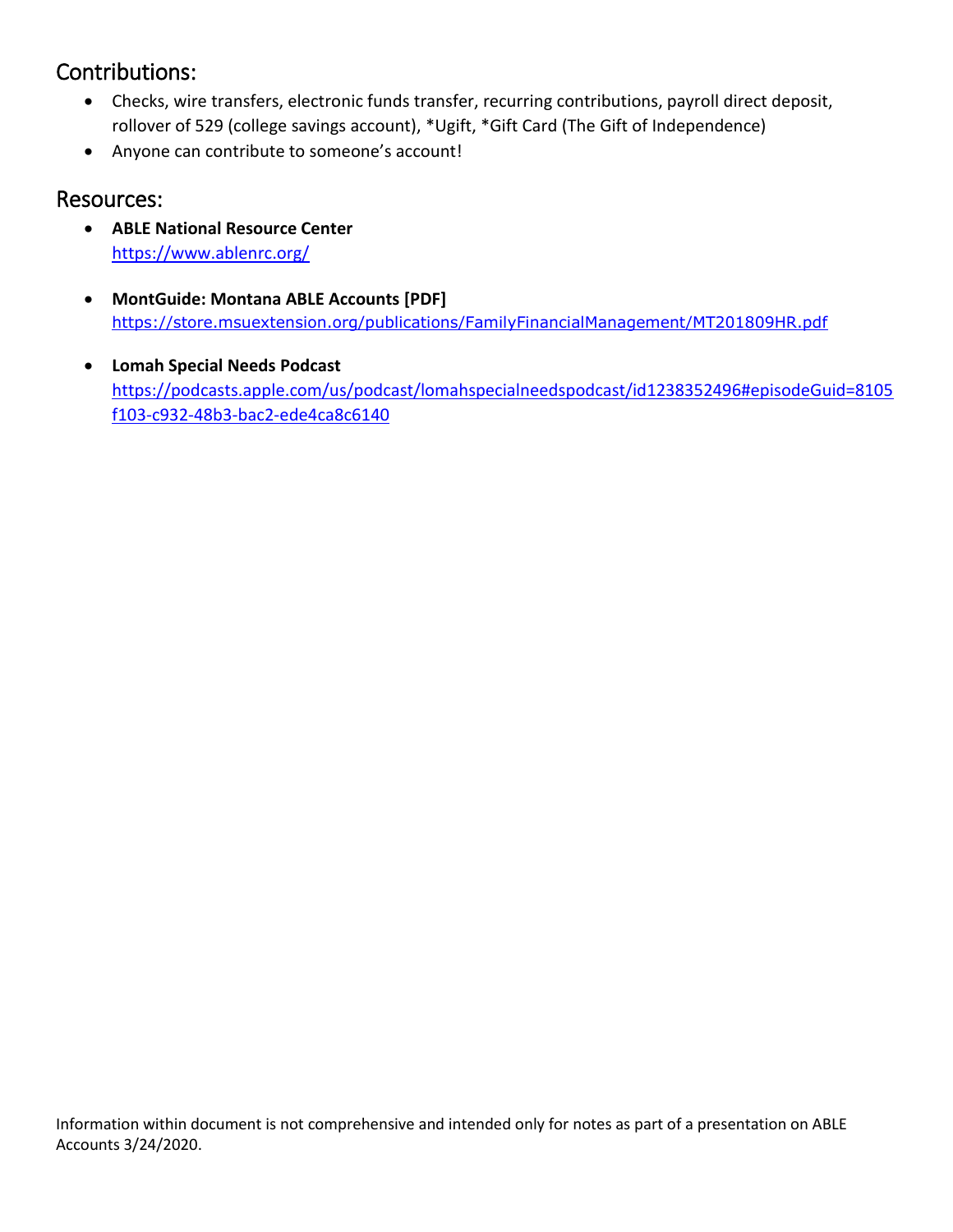## Contributions:

- Checks, wire transfers, electronic funds transfer, recurring contributions, payroll direct deposit, rollover of 529 (college savings account), *Ugift, *Gift Card (The Gift of Independence)
- Anyone can contribute to someone's account!

## Resources:

- **ABLE National Resource Center**
  https://www.ablenrc.org/

- **MontGuide: Montana ABLE Accounts [PDF]**
  https://store.msuextension.org/publications/FamilyFinancialManagement/MT201809HR.pdf

- **Lomah Special Needs Podcast**
  https://podcasts.apple.com/us/podcast/lomahspecialneedspodcast/id1238352496#episodeGuid=8105f103-c932-48b3-bac2-ede4ca8c6140

Information within document is not comprehensive and intended only for notes as part of a presentation on ABLE Accounts 3/24/2020.